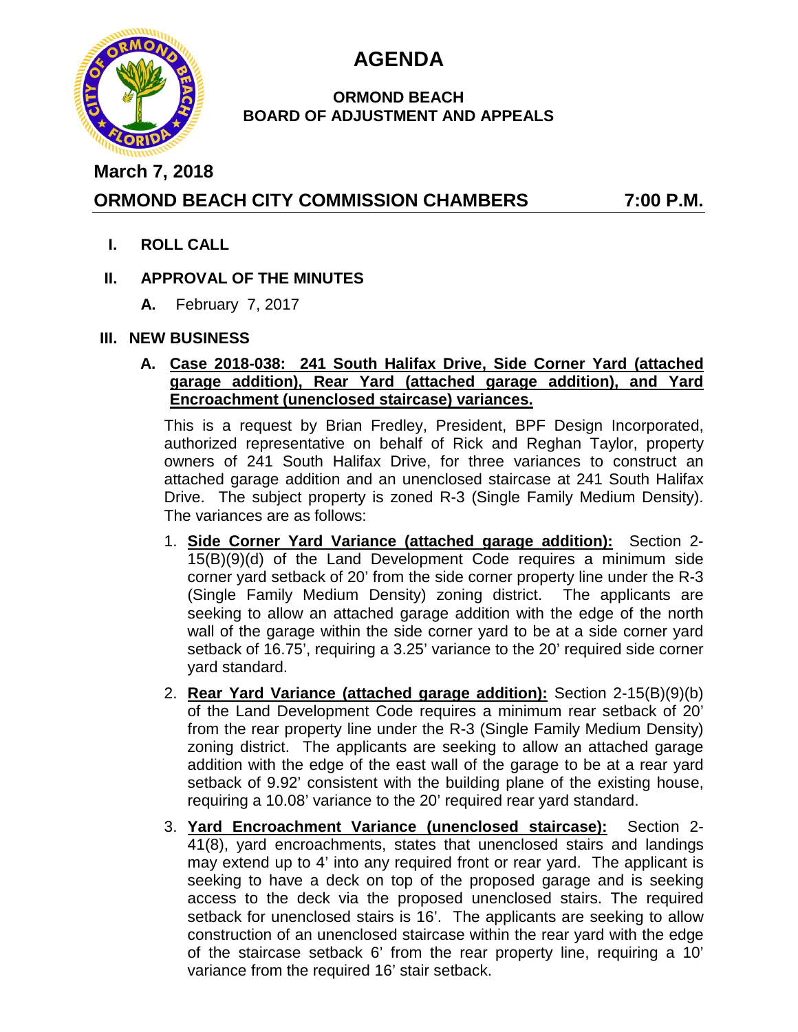# AGENDA

**ORMOND BEACH**
**BOARD OF ADJUSTMENT AND APPEALS**

**March 7, 2018**

**ORMOND BEACH CITY COMMISSION CHAMBERS 7:00 P.M.**

## I. ROLL CALL

## II. APPROVAL OF THE MINUTES

**A.** February 7, 2017

## III. NEW BUSINESS

**A. Case 2018-038: 241 South Halifax Drive, Side Corner Yard (attached garage addition), Rear Yard (attached garage addition), and Yard Encroachment (unenclosed staircase) variances.**

This is a request by Brian Fredley, President, BPF Design Incorporated, authorized representative on behalf of Rick and Reghan Taylor, property owners of 241 South Halifax Drive, for three variances to construct an attached garage addition and an unenclosed staircase at 241 South Halifax Drive. The subject property is zoned R-3 (Single Family Medium Density). The variances are as follows:

1. **Side Corner Yard Variance (attached garage addition):** Section 2-15(B)(9)(d) of the Land Development Code requires a minimum side corner yard setback of 20' from the side corner property line under the R-3 (Single Family Medium Density) zoning district. The applicants are seeking to allow an attached garage addition with the edge of the north wall of the garage within the side corner yard to be at a side corner yard setback of 16.75', requiring a 3.25' variance to the 20' required side corner yard standard.

2. **Rear Yard Variance (attached garage addition):** Section 2-15(B)(9)(b) of the Land Development Code requires a minimum rear setback of 20' from the rear property line under the R-3 (Single Family Medium Density) zoning district. The applicants are seeking to allow an attached garage addition with the edge of the east wall of the garage to be at a rear yard setback of 9.92' consistent with the building plane of the existing house, requiring a 10.08' variance to the 20' required rear yard standard.

3. **Yard Encroachment Variance (unenclosed staircase):** Section 2-41(8), yard encroachments, states that unenclosed stairs and landings may extend up to 4' into any required front or rear yard. The applicant is seeking to have a deck on top of the proposed garage and is seeking access to the deck via the proposed unenclosed stairs. The required setback for unenclosed stairs is 16'. The applicants are seeking to allow construction of an unenclosed staircase within the rear yard with the edge of the staircase setback 6' from the rear property line, requiring a 10' variance from the required 16' stair setback.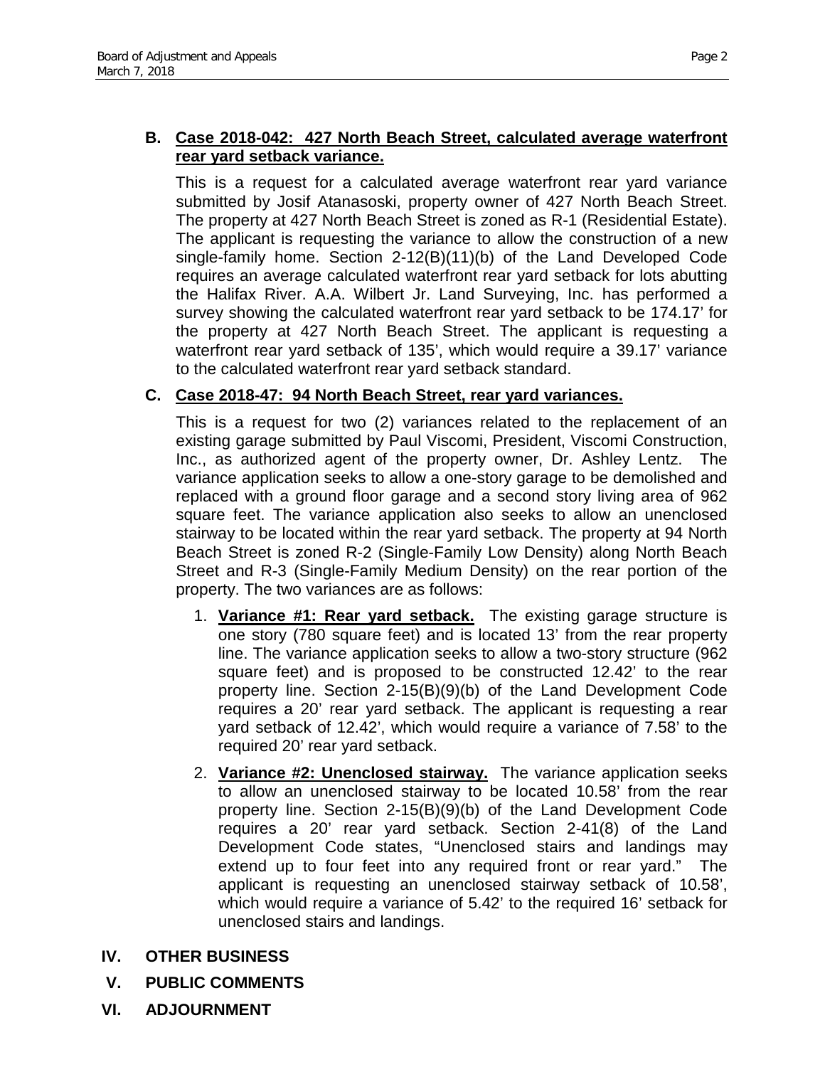**B. <u>Case 2018-042: 427 North Beach Street, calculated average waterfront rear yard setback variance.</u>**

This is a request for a calculated average waterfront rear yard variance submitted by Josif Atanasoski, property owner of 427 North Beach Street. The property at 427 North Beach Street is zoned as R-1 (Residential Estate). The applicant is requesting the variance to allow the construction of a new single-family home. Section 2-12(B)(11)(b) of the Land Developed Code requires an average calculated waterfront rear yard setback for lots abutting the Halifax River. A.A. Wilbert Jr. Land Surveying, Inc. has performed a survey showing the calculated waterfront rear yard setback to be 174.17' for the property at 427 North Beach Street. The applicant is requesting a waterfront rear yard setback of 135', which would require a 39.17' variance to the calculated waterfront rear yard setback standard.

**C. <u>Case 2018-47: 94 North Beach Street, rear yard variances.</u>**

This is a request for two (2) variances related to the replacement of an existing garage submitted by Paul Viscomi, President, Viscomi Construction, Inc., as authorized agent of the property owner, Dr. Ashley Lentz. The variance application seeks to allow a one-story garage to be demolished and replaced with a ground floor garage and a second story living area of 962 square feet. The variance application also seeks to allow an unenclosed stairway to be located within the rear yard setback. The property at 94 North Beach Street is zoned R-2 (Single-Family Low Density) along North Beach Street and R-3 (Single-Family Medium Density) on the rear portion of the property. The two variances are as follows:

1. **<u>Variance #1: Rear yard setback.</u>** The existing garage structure is one story (780 square feet) and is located 13' from the rear property line. The variance application seeks to allow a two-story structure (962 square feet) and is proposed to be constructed 12.42' to the rear property line. Section 2-15(B)(9)(b) of the Land Development Code requires a 20' rear yard setback. The applicant is requesting a rear yard setback of 12.42', which would require a variance of 7.58' to the required 20' rear yard setback.

2. **<u>Variance #2: Unenclosed stairway.</u>** The variance application seeks to allow an unenclosed stairway to be located 10.58' from the rear property line. Section 2-15(B)(9)(b) of the Land Development Code requires a 20' rear yard setback. Section 2-41(8) of the Land Development Code states, "Unenclosed stairs and landings may extend up to four feet into any required front or rear yard." The applicant is requesting an unenclosed stairway setback of 10.58', which would require a variance of 5.42' to the required 16' setback for unenclosed stairs and landings.

## IV. OTHER BUSINESS

## V. PUBLIC COMMENTS

## VI. ADJOURNMENT